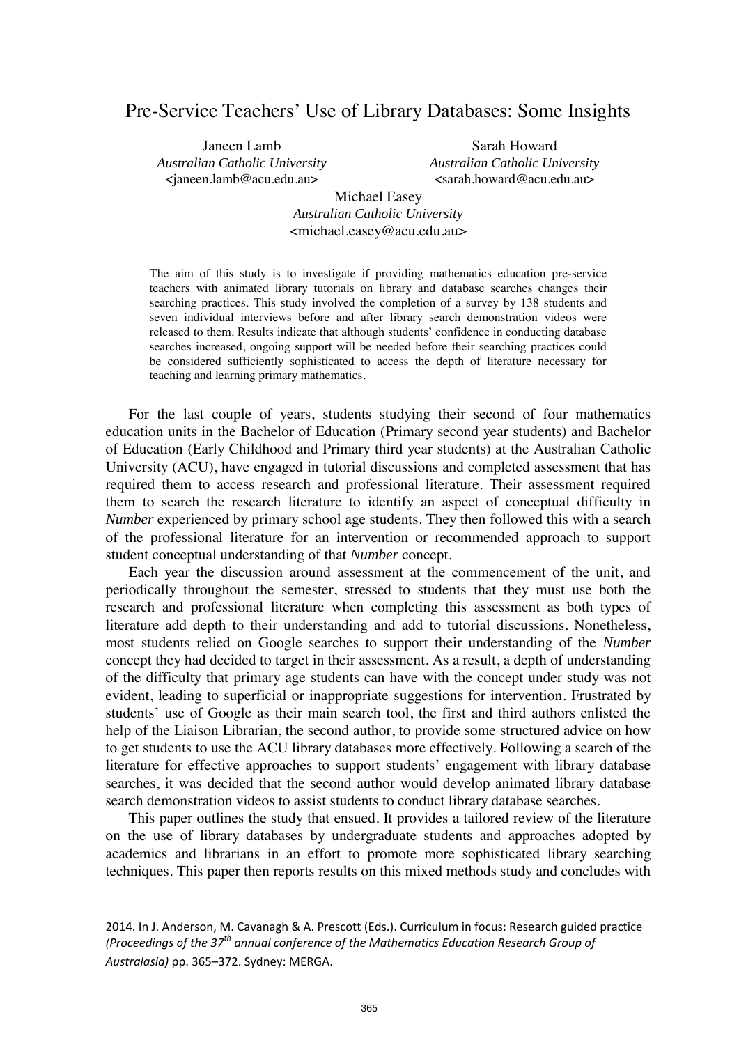# Pre-Service Teachers' Use of Library Databases: Some Insights

Janeen Lamb
*Australian Catholic University*
<janeen.lamb@acu.edu.au>

Sarah Howard
*Australian Catholic University*
<sarah.howard@acu.edu.au>

Michael Easey
*Australian Catholic University*
<michael.easey@acu.edu.au>

The aim of this study is to investigate if providing mathematics education pre-service teachers with animated library tutorials on library and database searches changes their searching practices. This study involved the completion of a survey by 138 students and seven individual interviews before and after library search demonstration videos were released to them. Results indicate that although students' confidence in conducting database searches increased, ongoing support will be needed before their searching practices could be considered sufficiently sophisticated to access the depth of literature necessary for teaching and learning primary mathematics.

For the last couple of years, students studying their second of four mathematics education units in the Bachelor of Education (Primary second year students) and Bachelor of Education (Early Childhood and Primary third year students) at the Australian Catholic University (ACU), have engaged in tutorial discussions and completed assessment that has required them to access research and professional literature. Their assessment required them to search the research literature to identify an aspect of conceptual difficulty in *Number* experienced by primary school age students. They then followed this with a search of the professional literature for an intervention or recommended approach to support student conceptual understanding of that *Number* concept.

Each year the discussion around assessment at the commencement of the unit, and periodically throughout the semester, stressed to students that they must use both the research and professional literature when completing this assessment as both types of literature add depth to their understanding and add to tutorial discussions. Nonetheless, most students relied on Google searches to support their understanding of the *Number* concept they had decided to target in their assessment. As a result, a depth of understanding of the difficulty that primary age students can have with the concept under study was not evident, leading to superficial or inappropriate suggestions for intervention. Frustrated by students' use of Google as their main search tool, the first and third authors enlisted the help of the Liaison Librarian, the second author, to provide some structured advice on how to get students to use the ACU library databases more effectively. Following a search of the literature for effective approaches to support students' engagement with library database searches, it was decided that the second author would develop animated library database search demonstration videos to assist students to conduct library database searches.

This paper outlines the study that ensued. It provides a tailored review of the literature on the use of library databases by undergraduate students and approaches adopted by academics and librarians in an effort to promote more sophisticated library searching techniques. This paper then reports results on this mixed methods study and concludes with

2014. In J. Anderson, M. Cavanagh & A. Prescott (Eds.). Curriculum in focus: Research guided practice *(Proceedings of the 37th annual conference of the Mathematics Education Research Group of Australasia)* pp. 365–372. Sydney: MERGA.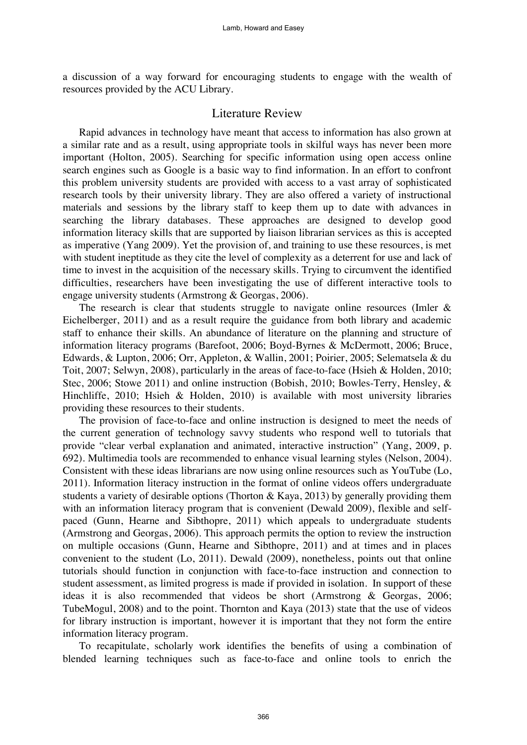a discussion of a way forward for encouraging students to engage with the wealth of resources provided by the ACU Library.

## Literature Review

Rapid advances in technology have meant that access to information has also grown at a similar rate and as a result, using appropriate tools in skilful ways has never been more important (Holton, 2005). Searching for specific information using open access online search engines such as Google is a basic way to find information. In an effort to confront this problem university students are provided with access to a vast array of sophisticated research tools by their university library. They are also offered a variety of instructional materials and sessions by the library staff to keep them up to date with advances in searching the library databases. These approaches are designed to develop good information literacy skills that are supported by liaison librarian services as this is accepted as imperative (Yang 2009). Yet the provision of, and training to use these resources, is met with student ineptitude as they cite the level of complexity as a deterrent for use and lack of time to invest in the acquisition of the necessary skills. Trying to circumvent the identified difficulties, researchers have been investigating the use of different interactive tools to engage university students (Armstrong & Georgas, 2006).

The research is clear that students struggle to navigate online resources (Imler & Eichelberger, 2011) and as a result require the guidance from both library and academic staff to enhance their skills. An abundance of literature on the planning and structure of information literacy programs (Barefoot, 2006; Boyd-Byrnes & McDermott, 2006; Bruce, Edwards, & Lupton, 2006; Orr, Appleton, & Wallin, 2001; Poirier, 2005; Selematsela & du Toit, 2007; Selwyn, 2008), particularly in the areas of face-to-face (Hsieh & Holden, 2010; Stec, 2006; Stowe 2011) and online instruction (Bobish, 2010; Bowles-Terry, Hensley, & Hinchliffe, 2010; Hsieh & Holden, 2010) is available with most university libraries providing these resources to their students.

The provision of face-to-face and online instruction is designed to meet the needs of the current generation of technology savvy students who respond well to tutorials that provide "clear verbal explanation and animated, interactive instruction" (Yang, 2009, p. 692). Multimedia tools are recommended to enhance visual learning styles (Nelson, 2004). Consistent with these ideas librarians are now using online resources such as YouTube (Lo, 2011). Information literacy instruction in the format of online videos offers undergraduate students a variety of desirable options (Thorton & Kaya, 2013) by generally providing them with an information literacy program that is convenient (Dewald 2009), flexible and self-paced (Gunn, Hearne and Sibthopre, 2011) which appeals to undergraduate students (Armstrong and Georgas, 2006). This approach permits the option to review the instruction on multiple occasions (Gunn, Hearne and Sibthopre, 2011) and at times and in places convenient to the student (Lo, 2011). Dewald (2009), nonetheless, points out that online tutorials should function in conjunction with face-to-face instruction and connection to student assessment, as limited progress is made if provided in isolation. In support of these ideas it is also recommended that videos be short (Armstrong & Georgas, 2006; TubeMogul, 2008) and to the point. Thornton and Kaya (2013) state that the use of videos for library instruction is important, however it is important that they not form the entire information literacy program.

To recapitulate, scholarly work identifies the benefits of using a combination of blended learning techniques such as face-to-face and online tools to enrich the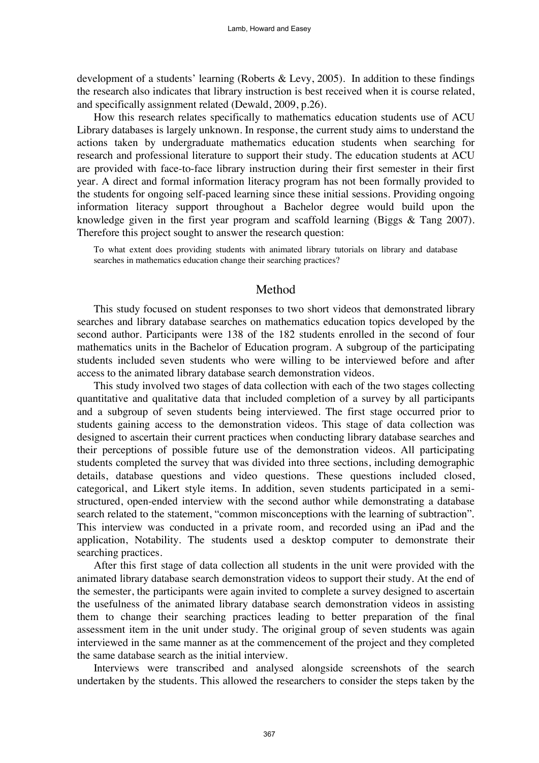development of a students' learning (Roberts & Levy, 2005). In addition to these findings the research also indicates that library instruction is best received when it is course related, and specifically assignment related (Dewald, 2009, p.26).

How this research relates specifically to mathematics education students use of ACU Library databases is largely unknown. In response, the current study aims to understand the actions taken by undergraduate mathematics education students when searching for research and professional literature to support their study. The education students at ACU are provided with face-to-face library instruction during their first semester in their first year. A direct and formal information literacy program has not been formally provided to the students for ongoing self-paced learning since these initial sessions. Providing ongoing information literacy support throughout a Bachelor degree would build upon the knowledge given in the first year program and scaffold learning (Biggs & Tang 2007). Therefore this project sought to answer the research question:

> To what extent does providing students with animated library tutorials on library and database searches in mathematics education change their searching practices?

## Method

This study focused on student responses to two short videos that demonstrated library searches and library database searches on mathematics education topics developed by the second author. Participants were 138 of the 182 students enrolled in the second of four mathematics units in the Bachelor of Education program. A subgroup of the participating students included seven students who were willing to be interviewed before and after access to the animated library database search demonstration videos.

This study involved two stages of data collection with each of the two stages collecting quantitative and qualitative data that included completion of a survey by all participants and a subgroup of seven students being interviewed. The first stage occurred prior to students gaining access to the demonstration videos. This stage of data collection was designed to ascertain their current practices when conducting library database searches and their perceptions of possible future use of the demonstration videos. All participating students completed the survey that was divided into three sections, including demographic details, database questions and video questions. These questions included closed, categorical, and Likert style items. In addition, seven students participated in a semi-structured, open-ended interview with the second author while demonstrating a database search related to the statement, "common misconceptions with the learning of subtraction". This interview was conducted in a private room, and recorded using an iPad and the application, Notability. The students used a desktop computer to demonstrate their searching practices.

After this first stage of data collection all students in the unit were provided with the animated library database search demonstration videos to support their study. At the end of the semester, the participants were again invited to complete a survey designed to ascertain the usefulness of the animated library database search demonstration videos in assisting them to change their searching practices leading to better preparation of the final assessment item in the unit under study. The original group of seven students was again interviewed in the same manner as at the commencement of the project and they completed the same database search as the initial interview.

Interviews were transcribed and analysed alongside screenshots of the search undertaken by the students. This allowed the researchers to consider the steps taken by the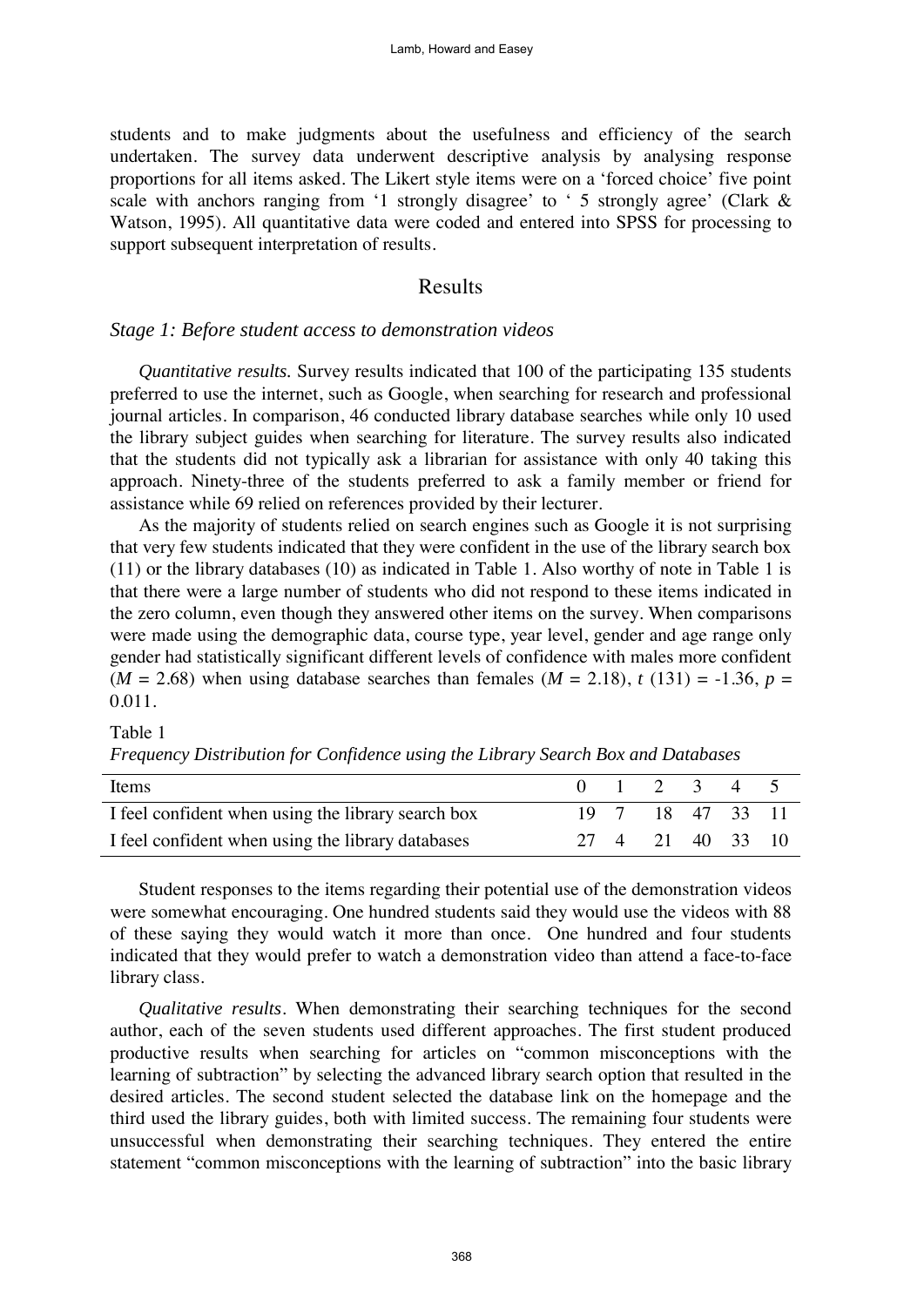students and to make judgments about the usefulness and efficiency of the search undertaken. The survey data underwent descriptive analysis by analysing response proportions for all items asked. The Likert style items were on a 'forced choice' five point scale with anchors ranging from '1 strongly disagree' to ' 5 strongly agree' (Clark & Watson, 1995). All quantitative data were coded and entered into SPSS for processing to support subsequent interpretation of results.

## Results

### *Stage 1: Before student access to demonstration videos*

*Quantitative results.* Survey results indicated that 100 of the participating 135 students preferred to use the internet, such as Google, when searching for research and professional journal articles. In comparison, 46 conducted library database searches while only 10 used the library subject guides when searching for literature. The survey results also indicated that the students did not typically ask a librarian for assistance with only 40 taking this approach. Ninety-three of the students preferred to ask a family member or friend for assistance while 69 relied on references provided by their lecturer.

As the majority of students relied on search engines such as Google it is not surprising that very few students indicated that they were confident in the use of the library search box (11) or the library databases (10) as indicated in Table 1. Also worthy of note in Table 1 is that there were a large number of students who did not respond to these items indicated in the zero column, even though they answered other items on the survey. When comparisons were made using the demographic data, course type, year level, gender and age range only gender had statistically significant different levels of confidence with males more confident ($M = 2.68$) when using database searches than females ($M = 2.18$), $t\ (131) = -1.36$, $p = 0.011$.

Table 1
*Frequency Distribution for Confidence using the Library Search Box and Databases*

| Items | 0 | 1 | 2 | 3 | 4 | 5 |
|---|---|---|---|---|---|---|
| I feel confident when using the library search box | 19 | 7 | 18 | 47 | 33 | 11 |
| I feel confident when using the library databases | 27 | 4 | 21 | 40 | 33 | 10 |

Student responses to the items regarding their potential use of the demonstration videos were somewhat encouraging. One hundred students said they would use the videos with 88 of these saying they would watch it more than once. One hundred and four students indicated that they would prefer to watch a demonstration video than attend a face-to-face library class.

*Qualitative results*. When demonstrating their searching techniques for the second author, each of the seven students used different approaches. The first student produced productive results when searching for articles on "common misconceptions with the learning of subtraction" by selecting the advanced library search option that resulted in the desired articles. The second student selected the database link on the homepage and the third used the library guides, both with limited success. The remaining four students were unsuccessful when demonstrating their searching techniques. They entered the entire statement "common misconceptions with the learning of subtraction" into the basic library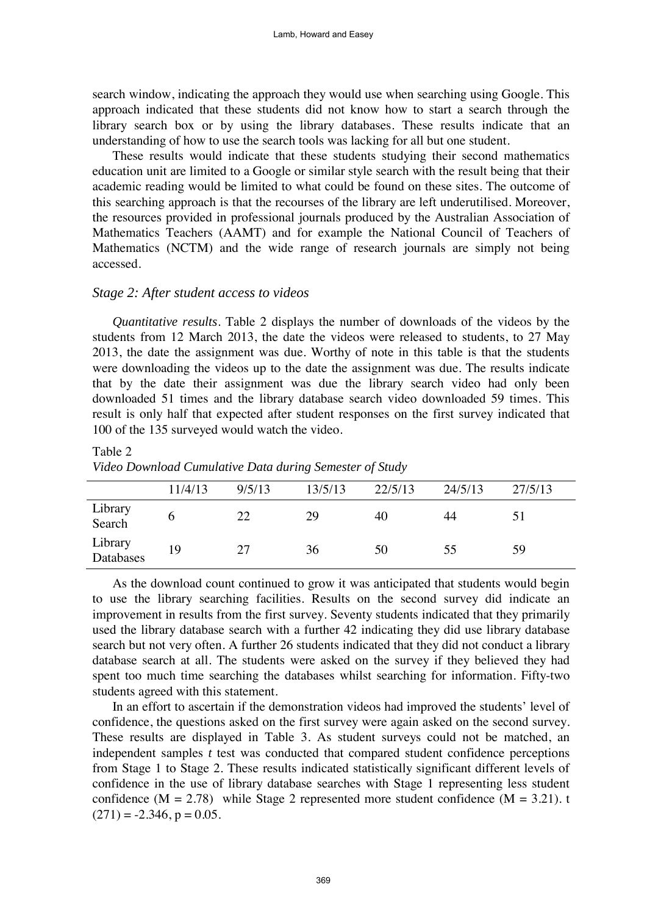search window, indicating the approach they would use when searching using Google. This approach indicated that these students did not know how to start a search through the library search box or by using the library databases. These results indicate that an understanding of how to use the search tools was lacking for all but one student.

These results would indicate that these students studying their second mathematics education unit are limited to a Google or similar style search with the result being that their academic reading would be limited to what could be found on these sites. The outcome of this searching approach is that the recourses of the library are left underutilised. Moreover, the resources provided in professional journals produced by the Australian Association of Mathematics Teachers (AAMT) and for example the National Council of Teachers of Mathematics (NCTM) and the wide range of research journals are simply not being accessed.

### *Stage 2: After student access to videos*

*Quantitative results*. Table 2 displays the number of downloads of the videos by the students from 12 March 2013, the date the videos were released to students, to 27 May 2013, the date the assignment was due. Worthy of note in this table is that the students were downloading the videos up to the date the assignment was due. The results indicate that by the date their assignment was due the library search video had only been downloaded 51 times and the library database search video downloaded 59 times. This result is only half that expected after student responses on the first survey indicated that 100 of the 135 surveyed would watch the video.

Table 2
*Video Download Cumulative Data during Semester of Study*

| | 11/4/13 | 9/5/13 | 13/5/13 | 22/5/13 | 24/5/13 | 27/5/13 |
|---|---|---|---|---|---|---|
| Library Search | 6 | 22 | 29 | 40 | 44 | 51 |
| Library Databases | 19 | 27 | 36 | 50 | 55 | 59 |

As the download count continued to grow it was anticipated that students would begin to use the library searching facilities. Results on the second survey did indicate an improvement in results from the first survey. Seventy students indicated that they primarily used the library database search with a further 42 indicating they did use library database search but not very often. A further 26 students indicated that they did not conduct a library database search at all. The students were asked on the survey if they believed they had spent too much time searching the databases whilst searching for information. Fifty-two students agreed with this statement.

In an effort to ascertain if the demonstration videos had improved the students' level of confidence, the questions asked on the first survey were again asked on the second survey. These results are displayed in Table 3. As student surveys could not be matched, an independent samples *t* test was conducted that compared student confidence perceptions from Stage 1 to Stage 2. These results indicated statistically significant different levels of confidence in the use of library database searches with Stage 1 representing less student confidence ($M = 2.78$) while Stage 2 represented more student confidence ($M = 3.21$). $t(271) = -2.346$, $p = 0.05$.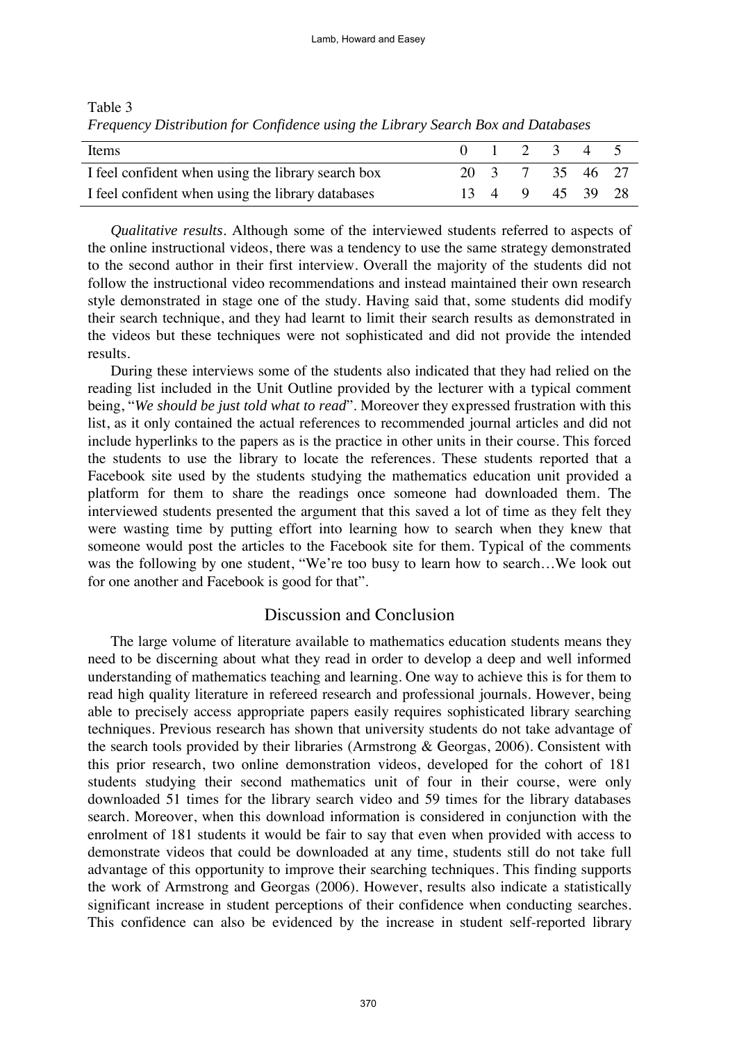Table 3
*Frequency Distribution for Confidence using the Library Search Box and Databases*

| Items | 0 | 1 | 2 | 3 | 4 | 5 |
|---|---|---|---|---|---|---|
| I feel confident when using the library search box | 20 | 3 | 7 | 35 | 46 | 27 |
| I feel confident when using the library databases | 13 | 4 | 9 | 45 | 39 | 28 |

*Qualitative results*. Although some of the interviewed students referred to aspects of the online instructional videos, there was a tendency to use the same strategy demonstrated to the second author in their first interview. Overall the majority of the students did not follow the instructional video recommendations and instead maintained their own research style demonstrated in stage one of the study. Having said that, some students did modify their search technique, and they had learnt to limit their search results as demonstrated in the videos but these techniques were not sophisticated and did not provide the intended results.

During these interviews some of the students also indicated that they had relied on the reading list included in the Unit Outline provided by the lecturer with a typical comment being, "*We should be just told what to read*". Moreover they expressed frustration with this list, as it only contained the actual references to recommended journal articles and did not include hyperlinks to the papers as is the practice in other units in their course. This forced the students to use the library to locate the references. These students reported that a Facebook site used by the students studying the mathematics education unit provided a platform for them to share the readings once someone had downloaded them. The interviewed students presented the argument that this saved a lot of time as they felt they were wasting time by putting effort into learning how to search when they knew that someone would post the articles to the Facebook site for them. Typical of the comments was the following by one student, "We're too busy to learn how to search…We look out for one another and Facebook is good for that".

## Discussion and Conclusion

The large volume of literature available to mathematics education students means they need to be discerning about what they read in order to develop a deep and well informed understanding of mathematics teaching and learning. One way to achieve this is for them to read high quality literature in refereed research and professional journals. However, being able to precisely access appropriate papers easily requires sophisticated library searching techniques. Previous research has shown that university students do not take advantage of the search tools provided by their libraries (Armstrong & Georgas, 2006). Consistent with this prior research, two online demonstration videos, developed for the cohort of 181 students studying their second mathematics unit of four in their course, were only downloaded 51 times for the library search video and 59 times for the library databases search. Moreover, when this download information is considered in conjunction with the enrolment of 181 students it would be fair to say that even when provided with access to demonstrate videos that could be downloaded at any time, students still do not take full advantage of this opportunity to improve their searching techniques. This finding supports the work of Armstrong and Georgas (2006). However, results also indicate a statistically significant increase in student perceptions of their confidence when conducting searches. This confidence can also be evidenced by the increase in student self-reported library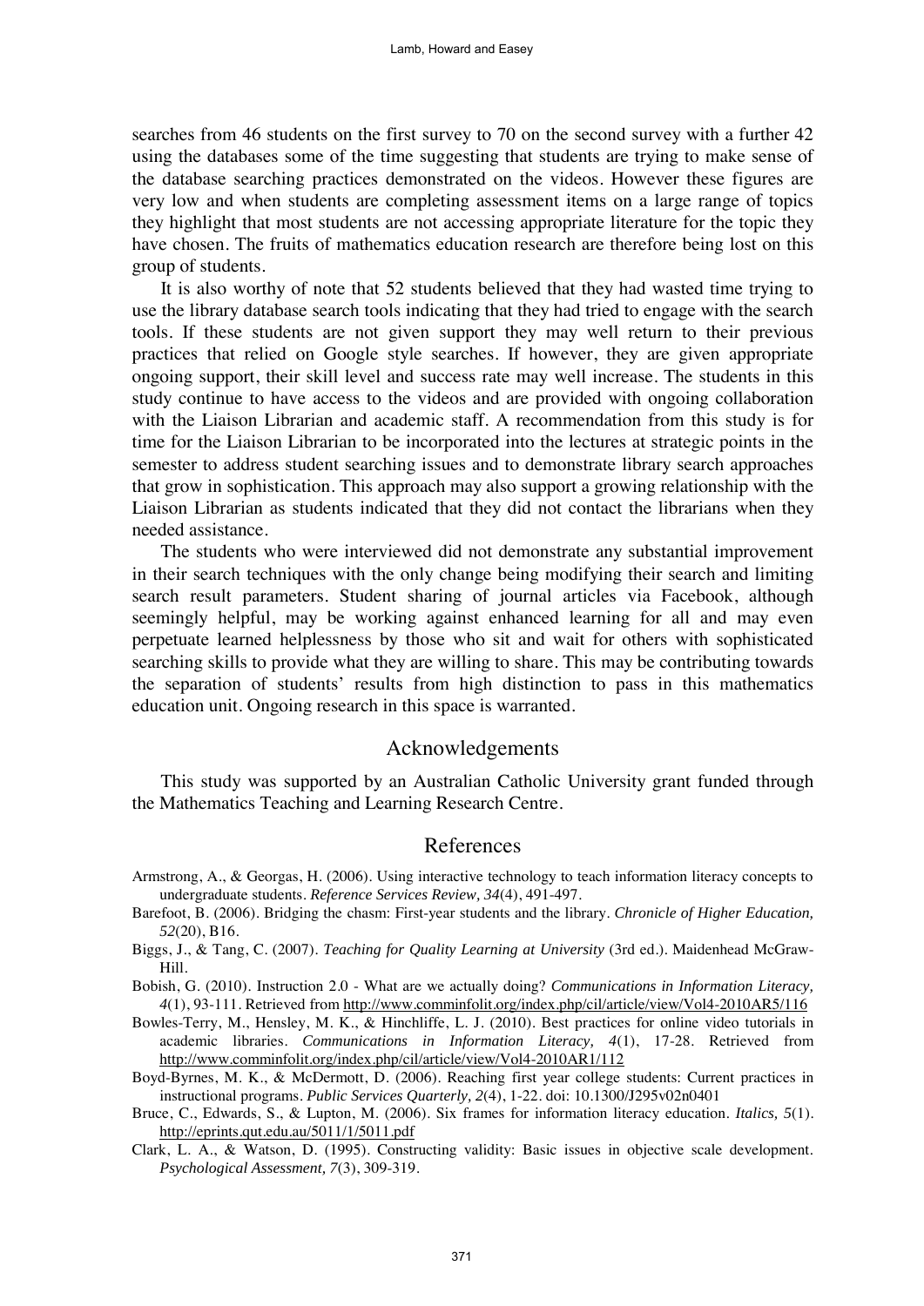searches from 46 students on the first survey to 70 on the second survey with a further 42 using the databases some of the time suggesting that students are trying to make sense of the database searching practices demonstrated on the videos. However these figures are very low and when students are completing assessment items on a large range of topics they highlight that most students are not accessing appropriate literature for the topic they have chosen. The fruits of mathematics education research are therefore being lost on this group of students.

It is also worthy of note that 52 students believed that they had wasted time trying to use the library database search tools indicating that they had tried to engage with the search tools. If these students are not given support they may well return to their previous practices that relied on Google style searches. If however, they are given appropriate ongoing support, their skill level and success rate may well increase. The students in this study continue to have access to the videos and are provided with ongoing collaboration with the Liaison Librarian and academic staff. A recommendation from this study is for time for the Liaison Librarian to be incorporated into the lectures at strategic points in the semester to address student searching issues and to demonstrate library search approaches that grow in sophistication. This approach may also support a growing relationship with the Liaison Librarian as students indicated that they did not contact the librarians when they needed assistance.

The students who were interviewed did not demonstrate any substantial improvement in their search techniques with the only change being modifying their search and limiting search result parameters. Student sharing of journal articles via Facebook, although seemingly helpful, may be working against enhanced learning for all and may even perpetuate learned helplessness by those who sit and wait for others with sophisticated searching skills to provide what they are willing to share. This may be contributing towards the separation of students' results from high distinction to pass in this mathematics education unit. Ongoing research in this space is warranted.

## Acknowledgements

This study was supported by an Australian Catholic University grant funded through the Mathematics Teaching and Learning Research Centre.

## References

Armstrong, A., & Georgas, H. (2006). Using interactive technology to teach information literacy concepts to undergraduate students. *Reference Services Review, 34*(4), 491-497.

Barefoot, B. (2006). Bridging the chasm: First-year students and the library. *Chronicle of Higher Education, 52*(20), B16.

Biggs, J., & Tang, C. (2007). *Teaching for Quality Learning at University* (3rd ed.). Maidenhead McGraw-Hill.

Bobish, G. (2010). Instruction 2.0 - What are we actually doing? *Communications in Information Literacy, 4*(1), 93-111. Retrieved from http://www.comminfolit.org/index.php/cil/article/view/Vol4-2010AR5/116

Bowles-Terry, M., Hensley, M. K., & Hinchliffe, L. J. (2010). Best practices for online video tutorials in academic libraries. *Communications in Information Literacy, 4*(1), 17-28. Retrieved from http://www.comminfolit.org/index.php/cil/article/view/Vol4-2010AR1/112

Boyd-Byrnes, M. K., & McDermott, D. (2006). Reaching first year college students: Current practices in instructional programs. *Public Services Quarterly, 2*(4), 1-22. doi: 10.1300/J295v02n0401

Bruce, C., Edwards, S., & Lupton, M. (2006). Six frames for information literacy education. *Italics, 5*(1). http://eprints.qut.edu.au/5011/1/5011.pdf

Clark, L. A., & Watson, D. (1995). Constructing validity: Basic issues in objective scale development. *Psychological Assessment, 7*(3), 309-319.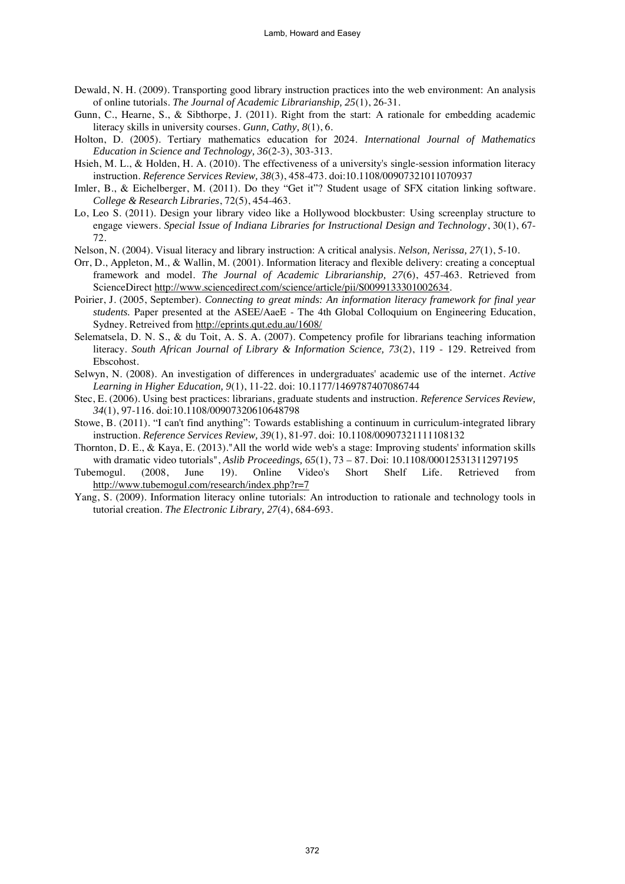Dewald, N. H. (2009). Transporting good library instruction practices into the web environment: An analysis of online tutorials. *The Journal of Academic Librarianship, 25*(1), 26-31.

Gunn, C., Hearne, S., & Sibthorpe, J. (2011). Right from the start: A rationale for embedding academic literacy skills in university courses. *Gunn, Cathy, 8*(1), 6.

Holton, D. (2005). Tertiary mathematics education for 2024. *International Journal of Mathematics Education in Science and Technology, 36*(2-3), 303-313.

Hsieh, M. L., & Holden, H. A. (2010). The effectiveness of a university's single-session information literacy instruction. *Reference Services Review, 38*(3), 458-473. doi:10.1108/00907321011070937

Imler, B., & Eichelberger, M. (2011). Do they "Get it"? Student usage of SFX citation linking software. *College & Research Libraries*, 72(5), 454-463.

Lo, Leo S. (2011). Design your library video like a Hollywood blockbuster: Using screenplay structure to engage viewers. *Special Issue of Indiana Libraries for Instructional Design and Technology*, 30(1), 67-72.

Nelson, N. (2004). Visual literacy and library instruction: A critical analysis. *Nelson, Nerissa, 27*(1), 5-10.

Orr, D., Appleton, M., & Wallin, M. (2001). Information literacy and flexible delivery: creating a conceptual framework and model. *The Journal of Academic Librarianship, 27*(6), 457-463. Retrieved from ScienceDirect http://www.sciencedirect.com/science/article/pii/S0099133301002634.

Poirier, J. (2005, September). *Connecting to great minds: An information literacy framework for final year students.* Paper presented at the ASEE/AaeE - The 4th Global Colloquium on Engineering Education, Sydney. Retreived from http://eprints.qut.edu.au/1608/

Selematsela, D. N. S., & du Toit, A. S. A. (2007). Competency profile for librarians teaching information literacy. *South African Journal of Library & Information Science, 73*(2), 119 - 129. Retreived from Ebscohost.

Selwyn, N. (2008). An investigation of differences in undergraduates' academic use of the internet. *Active Learning in Higher Education, 9*(1), 11-22. doi: 10.1177/1469787407086744

Stec, E. (2006). Using best practices: librarians, graduate students and instruction. *Reference Services Review, 34*(1), 97-116. doi:10.1108/00907320610648798

Stowe, B. (2011). "I can't find anything": Towards establishing a continuum in curriculum-integrated library instruction. *Reference Services Review, 39*(1), 81-97. doi: 10.1108/00907321111108132

Thornton, D. E., & Kaya, E. (2013)."All the world wide web's a stage: Improving students' information skills with dramatic video tutorials", *Aslib Proceedings, 65*(1), 73 – 87. Doi: 10.1108/00012531311297195

Tubemogul. (2008, June 19). Online Video's Short Shelf Life. Retrieved from http://www.tubemogul.com/research/index.php?r=7

Yang, S. (2009). Information literacy online tutorials: An introduction to rationale and technology tools in tutorial creation. *The Electronic Library, 27*(4), 684-693.